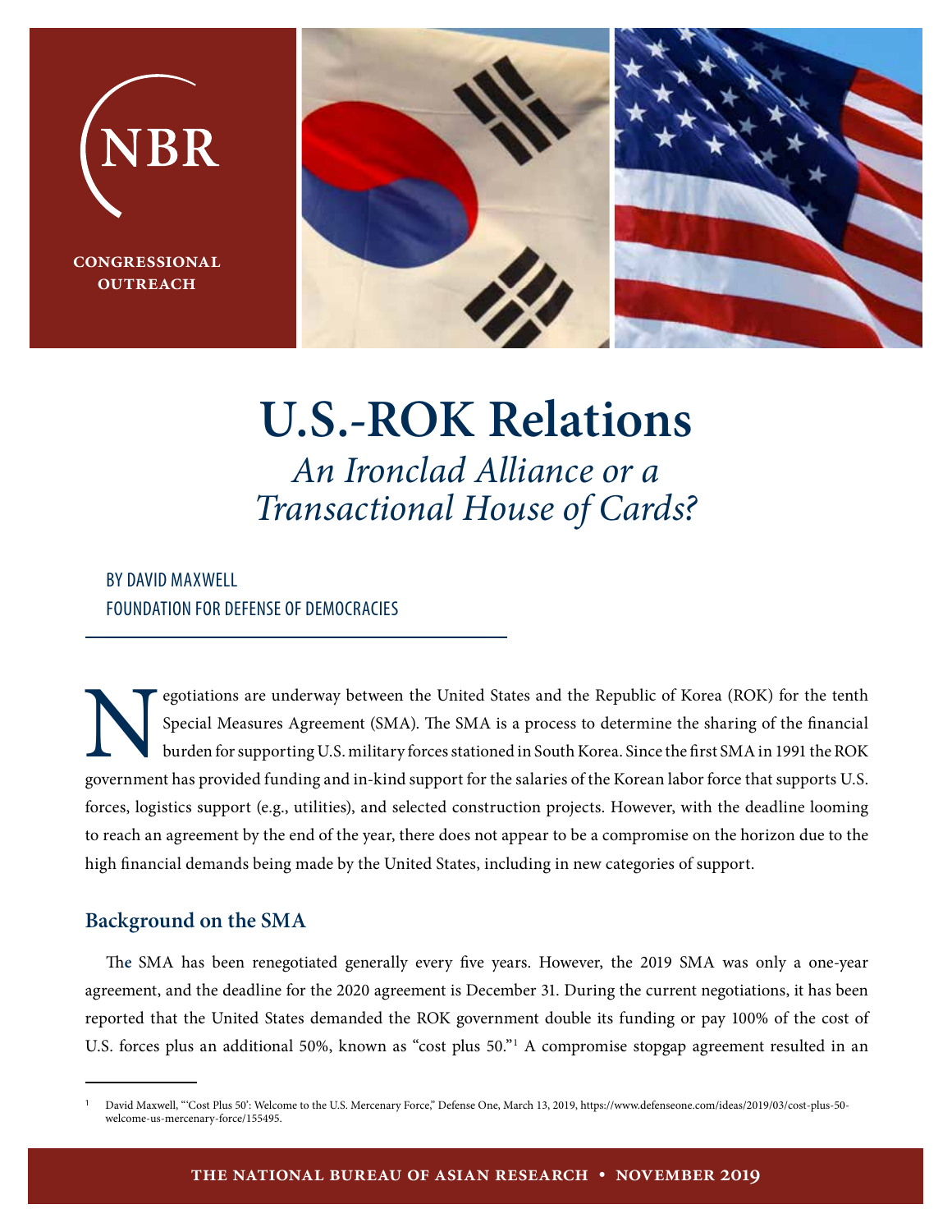NBR

CONGRESSIONAL OUTREACH

# U.S.-ROK Relations

## *An Ironclad Alliance or a Transactional House of Cards?*

BY DAVID MAXWELL
FOUNDATION FOR DEFENSE OF DEMOCRACIES

Negotiations are underway between the United States and the Republic of Korea (ROK) for the tenth Special Measures Agreement (SMA). The SMA is a process to determine the sharing of the financial burden for supporting U.S. military forces stationed in South Korea. Since the first SMA in 1991 the ROK government has provided funding and in-kind support for the salaries of the Korean labor force that supports U.S. forces, logistics support (e.g., utilities), and selected construction projects. However, with the deadline looming to reach an agreement by the end of the year, there does not appear to be a compromise on the horizon due to the high financial demands being made by the United States, including in new categories of support.

## Background on the SMA

The SMA has been renegotiated generally every five years. However, the 2019 SMA was only a one-year agreement, and the deadline for the 2020 agreement is December 31. During the current negotiations, it has been reported that the United States demanded the ROK government double its funding or pay 100% of the cost of U.S. forces plus an additional 50%, known as "cost plus 50."[1] A compromise stopgap agreement resulted in an

[1] David Maxwell, "'Cost Plus 50': Welcome to the U.S. Mercenary Force," Defense One, March 13, 2019, https://www.defenseone.com/ideas/2019/03/cost-plus-50-welcome-us-mercenary-force/155495.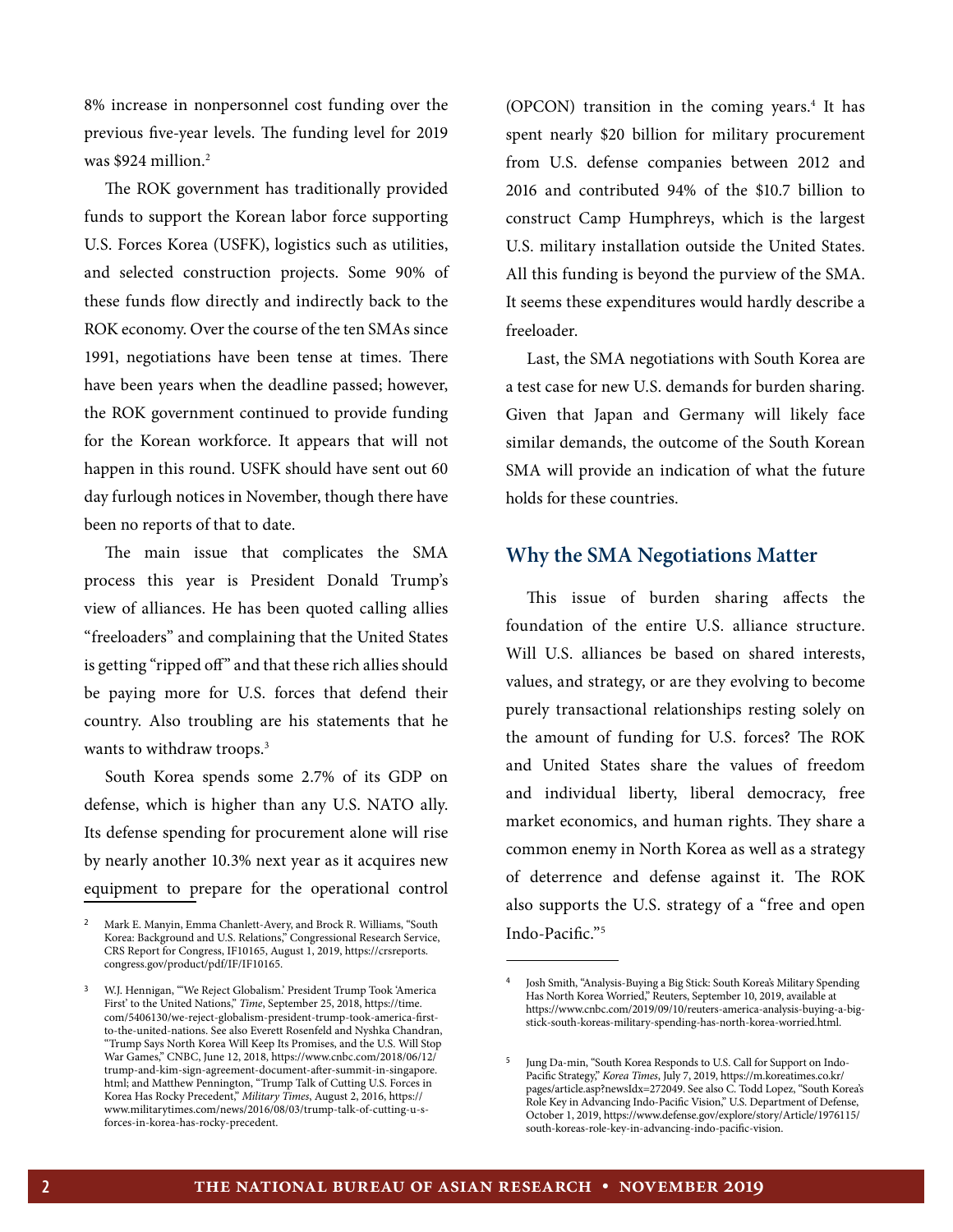8% increase in nonpersonnel cost funding over the previous five-year levels. The funding level for 2019 was $924 million.[2]

The ROK government has traditionally provided funds to support the Korean labor force supporting U.S. Forces Korea (USFK), logistics such as utilities, and selected construction projects. Some 90% of these funds flow directly and indirectly back to the ROK economy. Over the course of the ten SMAs since 1991, negotiations have been tense at times. There have been years when the deadline passed; however, the ROK government continued to provide funding for the Korean workforce. It appears that will not happen in this round. USFK should have sent out 60 day furlough notices in November, though there have been no reports of that to date.

The main issue that complicates the SMA process this year is President Donald Trump's view of alliances. He has been quoted calling allies "freeloaders" and complaining that the United States is getting "ripped off" and that these rich allies should be paying more for U.S. forces that defend their country. Also troubling are his statements that he wants to withdraw troops.[3]

South Korea spends some 2.7% of its GDP on defense, which is higher than any U.S. NATO ally. Its defense spending for procurement alone will rise by nearly another 10.3% next year as it acquires new equipment to prepare for the operational control (OPCON) transition in the coming years.[4] It has spent nearly $20 billion for military procurement from U.S. defense companies between 2012 and 2016 and contributed 94% of the $10.7 billion to construct Camp Humphreys, which is the largest U.S. military installation outside the United States. All this funding is beyond the purview of the SMA. It seems these expenditures would hardly describe a freeloader.

Last, the SMA negotiations with South Korea are a test case for new U.S. demands for burden sharing. Given that Japan and Germany will likely face similar demands, the outcome of the South Korean SMA will provide an indication of what the future holds for these countries.

## Why the SMA Negotiations Matter

This issue of burden sharing affects the foundation of the entire U.S. alliance structure. Will U.S. alliances be based on shared interests, values, and strategy, or are they evolving to become purely transactional relationships resting solely on the amount of funding for U.S. forces? The ROK and United States share the values of freedom and individual liberty, liberal democracy, free market economics, and human rights. They share a common enemy in North Korea as well as a strategy of deterrence and defense against it. The ROK also supports the U.S. strategy of a "free and open Indo-Pacific."[5]

---

[2] Mark E. Manyin, Emma Chanlett-Avery, and Brock R. Williams, "South Korea: Background and U.S. Relations," Congressional Research Service, CRS Report for Congress, IF10165, August 1, 2019, https://crsreports.congress.gov/product/pdf/IF/IF10165.

[3] W.J. Hennigan, "'We Reject Globalism.' President Trump Took 'America First' to the United Nations," *Time*, September 25, 2018, https://time.com/5406130/we-reject-globalism-president-trump-took-america-first-to-the-united-nations. See also Everett Rosenfeld and Nyshka Chandran, "Trump Says North Korea Will Keep Its Promises, and the U.S. Will Stop War Games," CNBC, June 12, 2018, https://www.cnbc.com/2018/06/12/trump-and-kim-sign-agreement-document-after-summit-in-singapore.html; and Matthew Pennington, "Trump Talk of Cutting U.S. Forces in Korea Has Rocky Precedent," *Military Times*, August 2, 2016, https://www.militarytimes.com/news/2016/08/03/trump-talk-of-cutting-u-s-forces-in-korea-has-rocky-precedent.

[4] Josh Smith, "Analysis-Buying a Big Stick: South Korea's Military Spending Has North Korea Worried," Reuters, September 10, 2019, available at https://www.cnbc.com/2019/09/10/reuters-america-analysis-buying-a-big-stick-south-koreas-military-spending-has-north-korea-worried.html.

[5] Jung Da-min, "South Korea Responds to U.S. Call for Support on Indo-Pacific Strategy," *Korea Times*, July 7, 2019, https://m.koreatimes.co.kr/pages/article.asp?newsIdx=272049. See also C. Todd Lopez, "South Korea's Role Key in Advancing Indo-Pacific Vision," U.S. Department of Defense, October 1, 2019, https://www.defense.gov/explore/story/Article/1976115/south-koreas-role-key-in-advancing-indo-pacific-vision.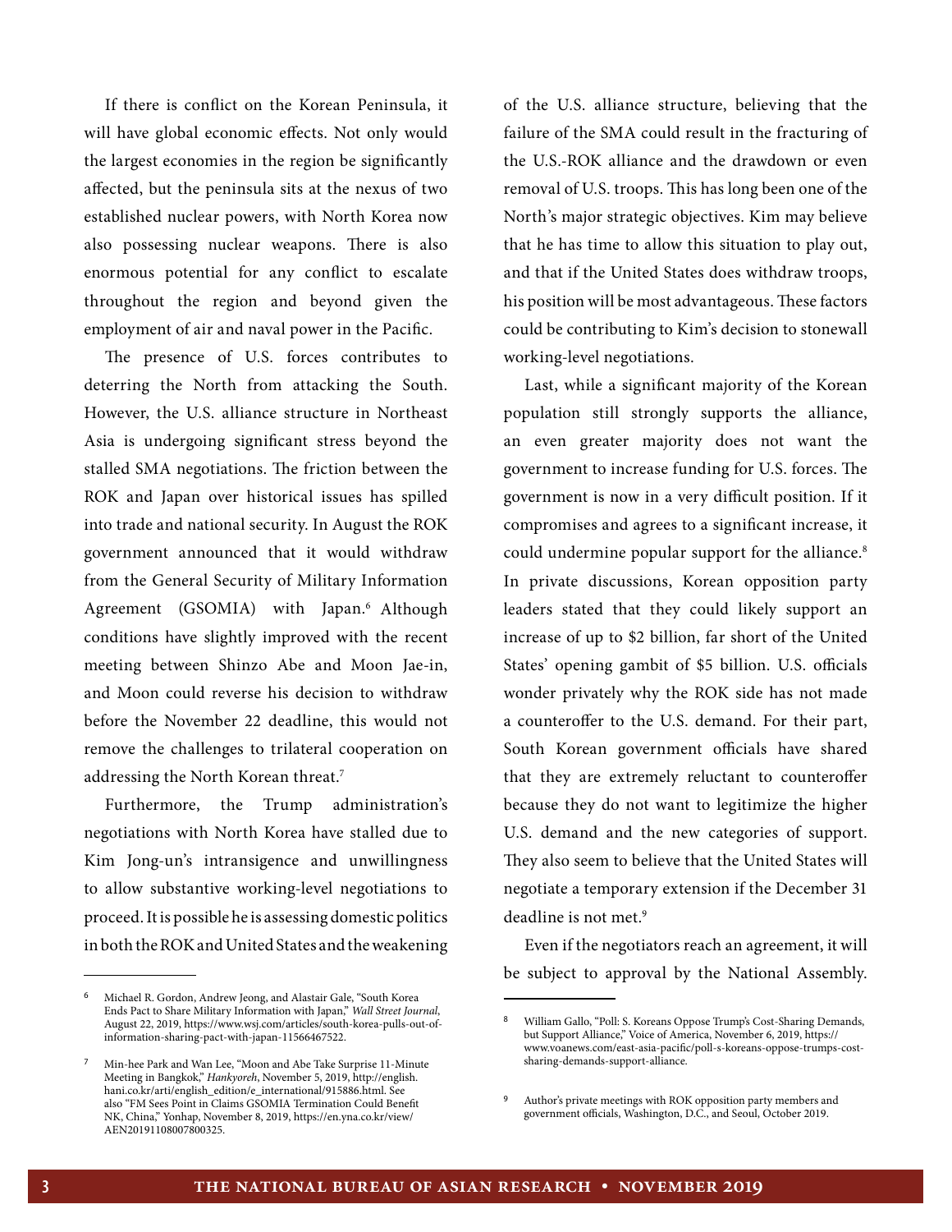If there is conflict on the Korean Peninsula, it will have global economic effects. Not only would the largest economies in the region be significantly affected, but the peninsula sits at the nexus of two established nuclear powers, with North Korea now also possessing nuclear weapons. There is also enormous potential for any conflict to escalate throughout the region and beyond given the employment of air and naval power in the Pacific.

The presence of U.S. forces contributes to deterring the North from attacking the South. However, the U.S. alliance structure in Northeast Asia is undergoing significant stress beyond the stalled SMA negotiations. The friction between the ROK and Japan over historical issues has spilled into trade and national security. In August the ROK government announced that it would withdraw from the General Security of Military Information Agreement (GSOMIA) with Japan.[6] Although conditions have slightly improved with the recent meeting between Shinzo Abe and Moon Jae-in, and Moon could reverse his decision to withdraw before the November 22 deadline, this would not remove the challenges to trilateral cooperation on addressing the North Korean threat.[7]

Furthermore, the Trump administration's negotiations with North Korea have stalled due to Kim Jong-un's intransigence and unwillingness to allow substantive working-level negotiations to proceed. It is possible he is assessing domestic politics in both the ROK and United States and the weakening of the U.S. alliance structure, believing that the failure of the SMA could result in the fracturing of the U.S.-ROK alliance and the drawdown or even removal of U.S. troops. This has long been one of the North's major strategic objectives. Kim may believe that he has time to allow this situation to play out, and that if the United States does withdraw troops, his position will be most advantageous. These factors could be contributing to Kim's decision to stonewall working-level negotiations.

Last, while a significant majority of the Korean population still strongly supports the alliance, an even greater majority does not want the government to increase funding for U.S. forces. The government is now in a very difficult position. If it compromises and agrees to a significant increase, it could undermine popular support for the alliance.[8] In private discussions, Korean opposition party leaders stated that they could likely support an increase of up to $2 billion, far short of the United States' opening gambit of $5 billion. U.S. officials wonder privately why the ROK side has not made a counteroffer to the U.S. demand. For their part, South Korean government officials have shared that they are extremely reluctant to counteroffer because they do not want to legitimize the higher U.S. demand and the new categories of support. They also seem to believe that the United States will negotiate a temporary extension if the December 31 deadline is not met.[9]

Even if the negotiators reach an agreement, it will be subject to approval by the National Assembly.

---

6 Michael R. Gordon, Andrew Jeong, and Alastair Gale, "South Korea Ends Pact to Share Military Information with Japan," *Wall Street Journal*, August 22, 2019, https://www.wsj.com/articles/south-korea-pulls-out-of-information-sharing-pact-with-japan-11566467522.

7 Min-hee Park and Wan Lee, "Moon and Abe Take Surprise 11-Minute Meeting in Bangkok," *Hankyoreh*, November 5, 2019, http://english.hani.co.kr/arti/english_edition/e_international/915886.html. See also "FM Sees Point in Claims GSOMIA Termination Could Benefit NK, China," Yonhap, November 8, 2019, https://en.yna.co.kr/view/AEN20191108007800325.

8 William Gallo, "Poll: S. Koreans Oppose Trump's Cost-Sharing Demands, but Support Alliance," Voice of America, November 6, 2019, https://www.voanews.com/east-asia-pacific/poll-s-koreans-oppose-trumps-cost-sharing-demands-support-alliance.

9 Author's private meetings with ROK opposition party members and government officials, Washington, D.C., and Seoul, October 2019.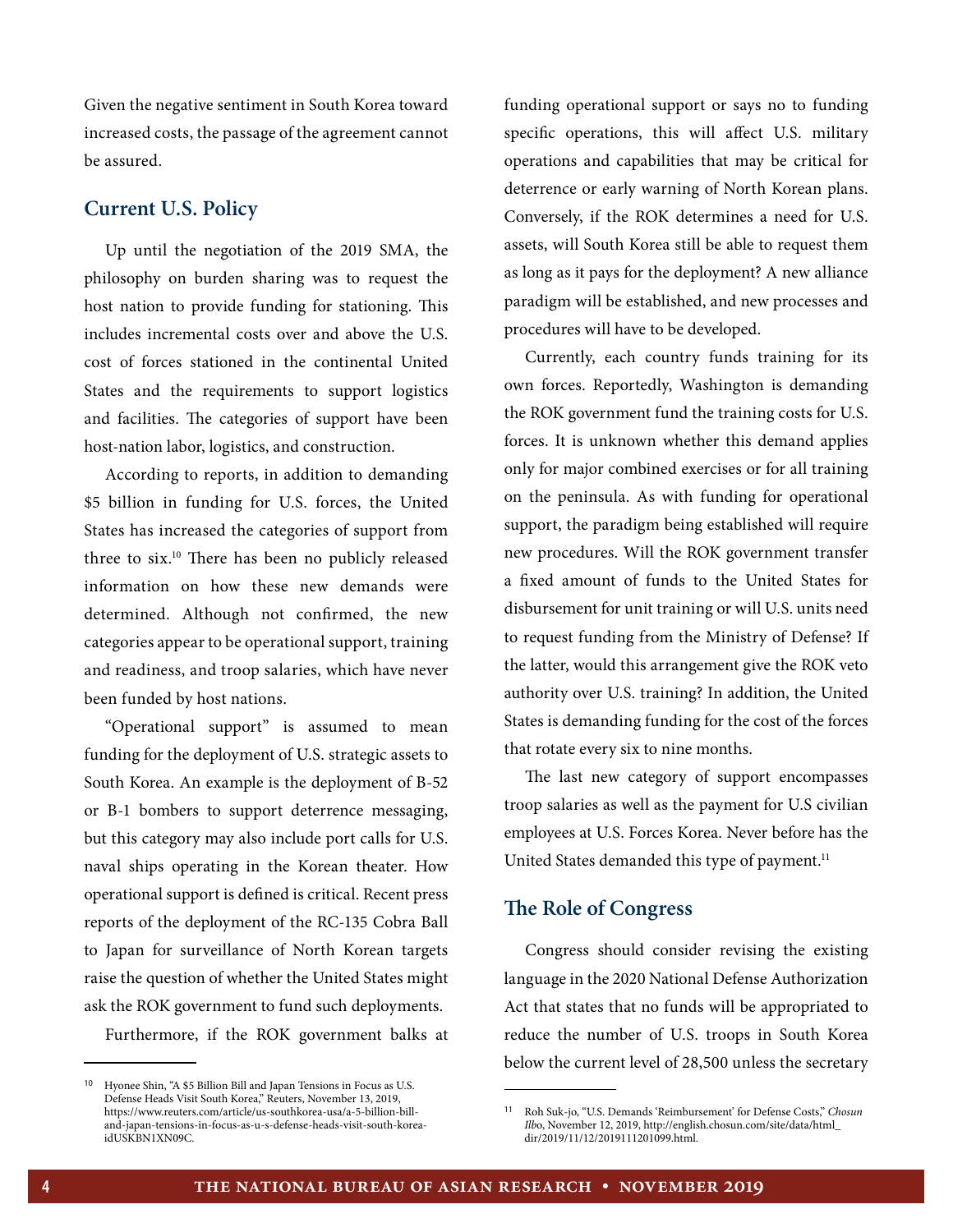Given the negative sentiment in South Korea toward increased costs, the passage of the agreement cannot be assured.

## Current U.S. Policy

Up until the negotiation of the 2019 SMA, the philosophy on burden sharing was to request the host nation to provide funding for stationing. This includes incremental costs over and above the U.S. cost of forces stationed in the continental United States and the requirements to support logistics and facilities. The categories of support have been host-nation labor, logistics, and construction.

According to reports, in addition to demanding $5 billion in funding for U.S. forces, the United States has increased the categories of support from three to six.[10] There has been no publicly released information on how these new demands were determined. Although not confirmed, the new categories appear to be operational support, training and readiness, and troop salaries, which have never been funded by host nations.

"Operational support" is assumed to mean funding for the deployment of U.S. strategic assets to South Korea. An example is the deployment of B-52 or B-1 bombers to support deterrence messaging, but this category may also include port calls for U.S. naval ships operating in the Korean theater. How operational support is defined is critical. Recent press reports of the deployment of the RC-135 Cobra Ball to Japan for surveillance of North Korean targets raise the question of whether the United States might ask the ROK government to fund such deployments.

Furthermore, if the ROK government balks at funding operational support or says no to funding specific operations, this will affect U.S. military operations and capabilities that may be critical for deterrence or early warning of North Korean plans. Conversely, if the ROK determines a need for U.S. assets, will South Korea still be able to request them as long as it pays for the deployment? A new alliance paradigm will be established, and new processes and procedures will have to be developed.

Currently, each country funds training for its own forces. Reportedly, Washington is demanding the ROK government fund the training costs for U.S. forces. It is unknown whether this demand applies only for major combined exercises or for all training on the peninsula. As with funding for operational support, the paradigm being established will require new procedures. Will the ROK government transfer a fixed amount of funds to the United States for disbursement for unit training or will U.S. units need to request funding from the Ministry of Defense? If the latter, would this arrangement give the ROK veto authority over U.S. training? In addition, the United States is demanding funding for the cost of the forces that rotate every six to nine months.

The last new category of support encompasses troop salaries as well as the payment for U.S civilian employees at U.S. Forces Korea. Never before has the United States demanded this type of payment.[11]

## The Role of Congress

Congress should consider revising the existing language in the 2020 National Defense Authorization Act that states that no funds will be appropriated to reduce the number of U.S. troops in South Korea below the current level of 28,500 unless the secretary

---

[10] Hyonee Shin, "A $5 Billion Bill and Japan Tensions in Focus as U.S. Defense Heads Visit South Korea," Reuters, November 13, 2019, https://www.reuters.com/article/us-southkorea-usa/a-5-billion-bill-and-japan-tensions-in-focus-as-u-s-defense-heads-visit-south-korea-idUSKBN1XN09C.

[11] Roh Suk-jo, "U.S. Demands 'Reimbursement' for Defense Costs," *Chosun Ilbo*, November 12, 2019, http://english.chosun.com/site/data/html_dir/2019/11/12/2019111201099.html.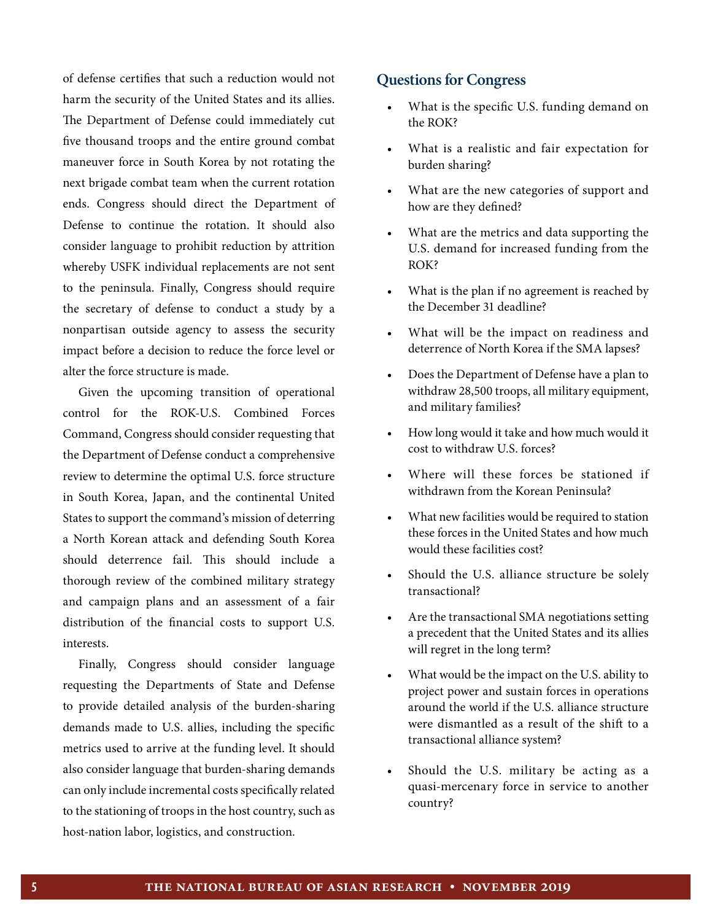of defense certifies that such a reduction would not harm the security of the United States and its allies. The Department of Defense could immediately cut five thousand troops and the entire ground combat maneuver force in South Korea by not rotating the next brigade combat team when the current rotation ends. Congress should direct the Department of Defense to continue the rotation. It should also consider language to prohibit reduction by attrition whereby USFK individual replacements are not sent to the peninsula. Finally, Congress should require the secretary of defense to conduct a study by a nonpartisan outside agency to assess the security impact before a decision to reduce the force level or alter the force structure is made.

Given the upcoming transition of operational control for the ROK-U.S. Combined Forces Command, Congress should consider requesting that the Department of Defense conduct a comprehensive review to determine the optimal U.S. force structure in South Korea, Japan, and the continental United States to support the command's mission of deterring a North Korean attack and defending South Korea should deterrence fail. This should include a thorough review of the combined military strategy and campaign plans and an assessment of a fair distribution of the financial costs to support U.S. interests.

Finally, Congress should consider language requesting the Departments of State and Defense to provide detailed analysis of the burden-sharing demands made to U.S. allies, including the specific metrics used to arrive at the funding level. It should also consider language that burden-sharing demands can only include incremental costs specifically related to the stationing of troops in the host country, such as host-nation labor, logistics, and construction.

## Questions for Congress

- What is the specific U.S. funding demand on the ROK?
- What is a realistic and fair expectation for burden sharing?
- What are the new categories of support and how are they defined?
- What are the metrics and data supporting the U.S. demand for increased funding from the ROK?
- What is the plan if no agreement is reached by the December 31 deadline?
- What will be the impact on readiness and deterrence of North Korea if the SMA lapses?
- Does the Department of Defense have a plan to withdraw 28,500 troops, all military equipment, and military families?
- How long would it take and how much would it cost to withdraw U.S. forces?
- Where will these forces be stationed if withdrawn from the Korean Peninsula?
- What new facilities would be required to station these forces in the United States and how much would these facilities cost?
- Should the U.S. alliance structure be solely transactional?
- Are the transactional SMA negotiations setting a precedent that the United States and its allies will regret in the long term?
- What would be the impact on the U.S. ability to project power and sustain forces in operations around the world if the U.S. alliance structure were dismantled as a result of the shift to a transactional alliance system?
- Should the U.S. military be acting as a quasi-mercenary force in service to another country?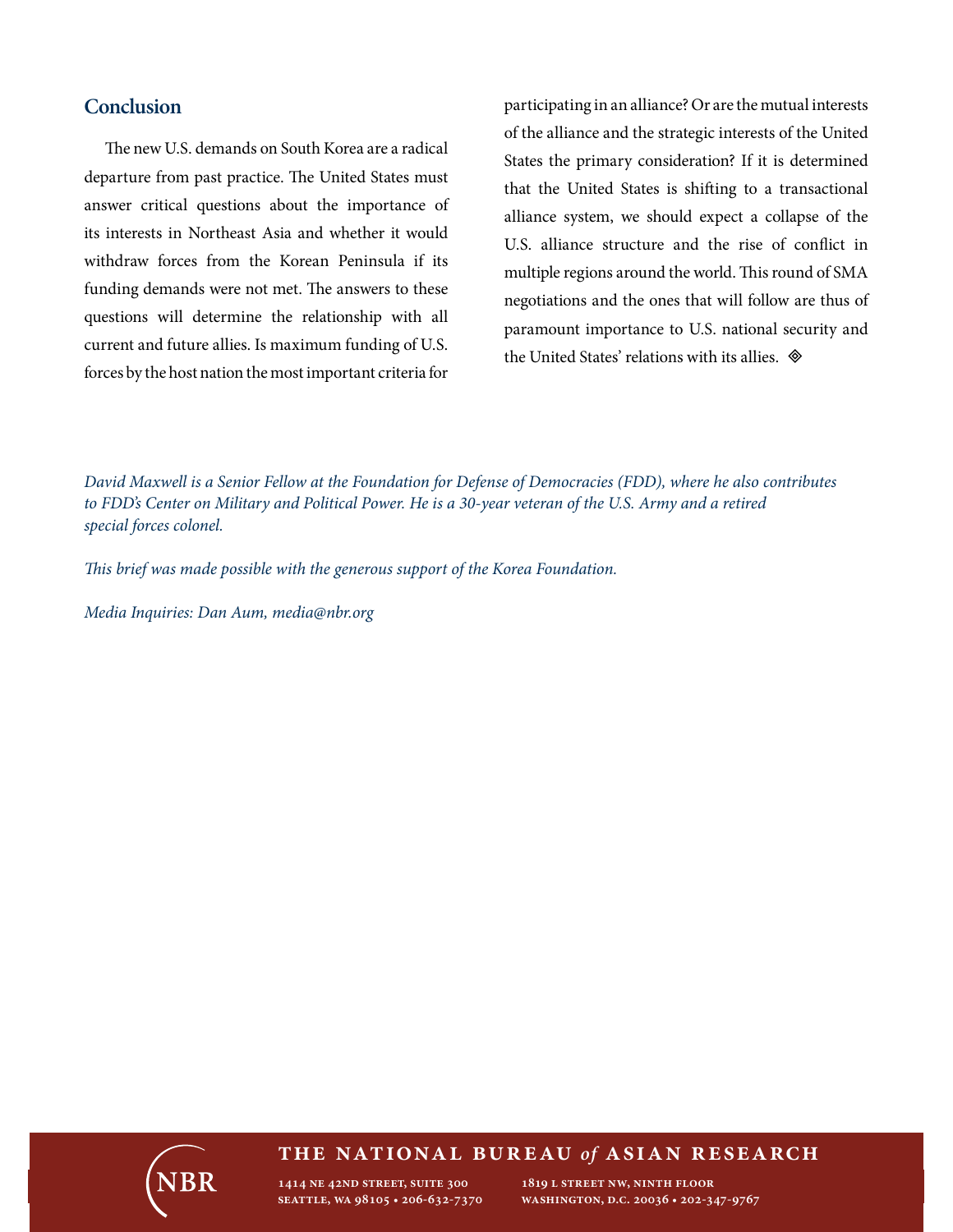## Conclusion

The new U.S. demands on South Korea are a radical departure from past practice. The United States must answer critical questions about the importance of its interests in Northeast Asia and whether it would withdraw forces from the Korean Peninsula if its funding demands were not met. The answers to these questions will determine the relationship with all current and future allies. Is maximum funding of U.S. forces by the host nation the most important criteria for participating in an alliance? Or are the mutual interests of the alliance and the strategic interests of the United States the primary consideration? If it is determined that the United States is shifting to a transactional alliance system, we should expect a collapse of the U.S. alliance structure and the rise of conflict in multiple regions around the world. This round of SMA negotiations and the ones that will follow are thus of paramount importance to U.S. national security and the United States' relations with its allies. ◈

*David Maxwell is a Senior Fellow at the Foundation for Defense of Democracies (FDD), where he also contributes to FDD's Center on Military and Political Power. He is a 30-year veteran of the U.S. Army and a retired special forces colonel.*

*This brief was made possible with the generous support of the Korea Foundation.*

*Media Inquiries: Dan Aum, media@nbr.org*

NBR

**THE NATIONAL BUREAU *of* ASIAN RESEARCH**

1414 NE 42ND STREET, SUITE 300
SEATTLE, WA 98105 • 206-632-7370

1819 L STREET NW, NINTH FLOOR
WASHINGTON, D.C. 20036 • 202-347-9767